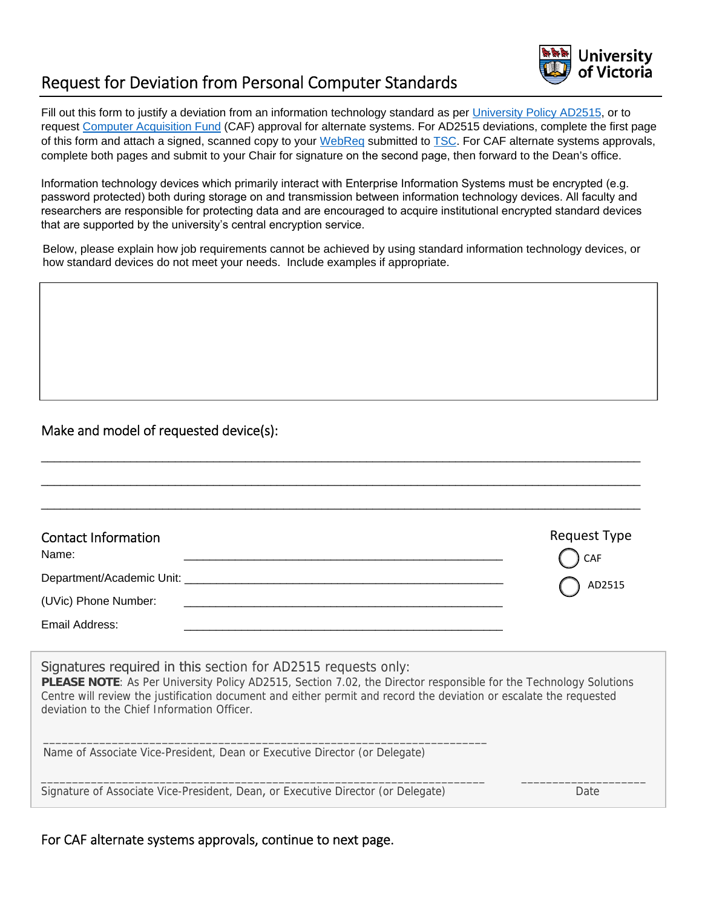# Request for Deviation from Personal Computer Standards

University of Victoria

Fill out this form to justify a deviation from an information technology standard as per University Policy AD2515, or to request Computer Acquisition Fund (CAF) approval for alternate systems. For AD2515 deviations, complete the first page of this form and attach a signed, scanned copy to your WebReq submitted to TSC. For CAF alternate systems approvals, complete both pages and submit to your Chair for signature on the second page, then forward to the Dean's office.

Information technology devices which primarily interact with Enterprise Information Systems must be encrypted (e.g. password protected) both during storage on and transmission between information technology devices. All faculty and researchers are responsible for protecting data and are encouraged to acquire institutional encrypted standard devices that are supported by the university's central encryption service.

Below, please explain how job requirements cannot be achieved by using standard information technology devices, or how standard devices do not meet your needs. Include examples if appropriate.

## Make and model of requested device(s):

_______________________________________________

_______________________________________________

_______________________________________________

## Contact Information

Name: _______________________________________________

Department/Academic Unit: _______________________________________________

(UVic) Phone Number: _______________________________________________

Email Address: _______________________________________________

## Request Type

○ CAF

○ AD2515

## Signatures required in this section for AD2515 requests only:

**PLEASE NOTE**: As Per University Policy AD2515, Section 7.02, the Director responsible for the Technology Solutions Centre will review the justification document and either permit and record the deviation or escalate the requested deviation to the Chief Information Officer.

_______________________________________________

Name of Associate Vice-President, Dean or Executive Director (or Delegate)

_______________________________________________ ____________________

Signature of Associate Vice-President, Dean, or Executive Director (or Delegate) Date

For CAF alternate systems approvals, continue to next page.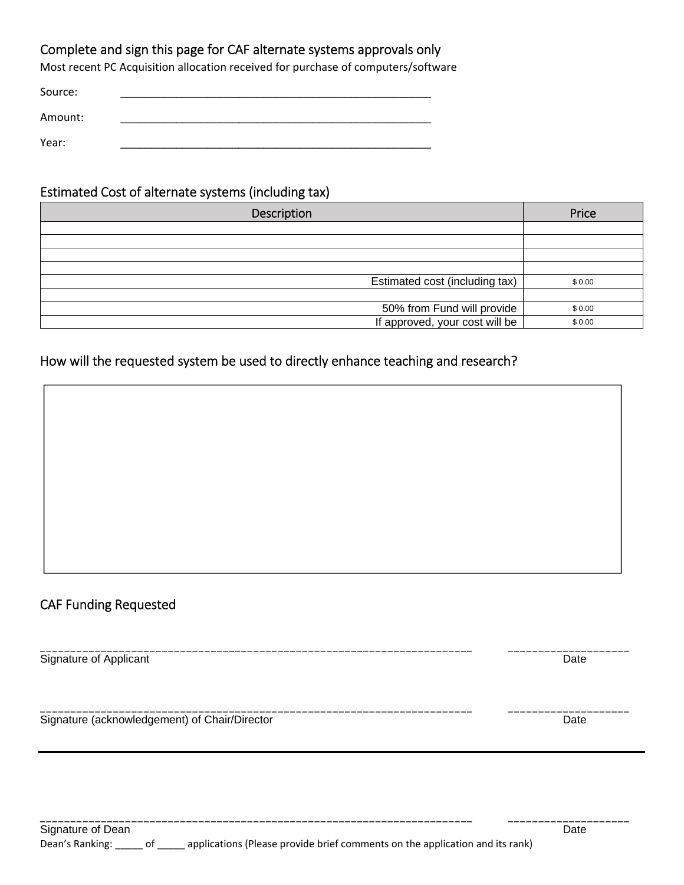## Complete and sign this page for CAF alternate systems approvals only

Most recent PC Acquisition allocation received for purchase of computers/software

Source: ______________________________________________________

Amount: ______________________________________________________

Year: ______________________________________________________

## Estimated Cost of alternate systems (including tax)

| Description | Price |
|---|---|
| | |
| | |
| | |
| | |
| Estimated cost (including tax) | $ 0.00 |
| | |
| 50% from Fund will provide | $ 0.00 |
| If approved, your cost will be | $ 0.00 |

## How will the requested system be used to directly enhance teaching and research?

## CAF Funding Requested

______________________________________________________________________ ____________________

Signature of Applicant Date

______________________________________________________________________ ____________________

Signature (acknowledgement) of Chair/Director Date

______________________________________________________________________ ____________________

Signature of Dean Date

Dean's Ranking: _____ of _____ applications (Please provide brief comments on the application and its rank)